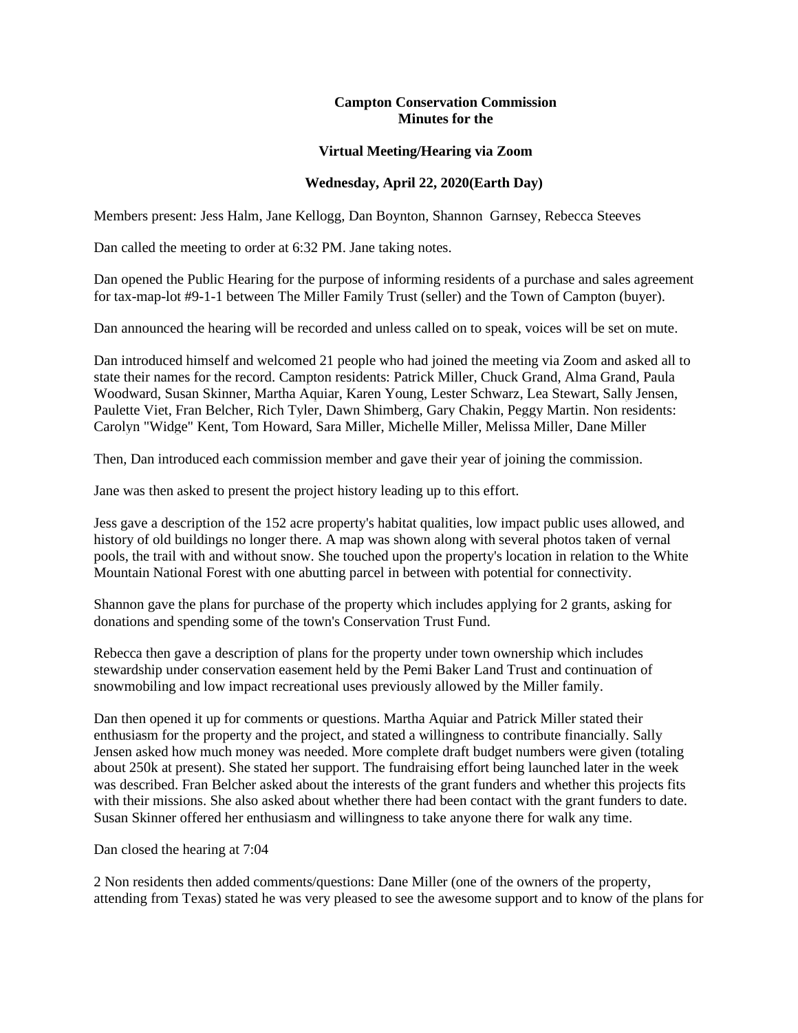**Campton Conservation Commission**
**Minutes for the**

**Virtual Meeting/Hearing via Zoom**

**Wednesday, April 22, 2020(Earth Day)**

Members present: Jess Halm, Jane Kellogg, Dan Boynton, Shannon Garnsey, Rebecca Steeves

Dan called the meeting to order at 6:32 PM. Jane taking notes.

Dan opened the Public Hearing for the purpose of informing residents of a purchase and sales agreement for tax-map-lot #9-1-1 between The Miller Family Trust (seller) and the Town of Campton (buyer).

Dan announced the hearing will be recorded and unless called on to speak, voices will be set on mute.

Dan introduced himself and welcomed 21 people who had joined the meeting via Zoom and asked all to state their names for the record. Campton residents: Patrick Miller, Chuck Grand, Alma Grand, Paula Woodward, Susan Skinner, Martha Aquiar, Karen Young, Lester Schwarz, Lea Stewart, Sally Jensen, Paulette Viet, Fran Belcher, Rich Tyler, Dawn Shimberg, Gary Chakin, Peggy Martin. Non residents: Carolyn "Widge" Kent, Tom Howard, Sara Miller, Michelle Miller, Melissa Miller, Dane Miller

Then, Dan introduced each commission member and gave their year of joining the commission.

Jane was then asked to present the project history leading up to this effort.

Jess gave a description of the 152 acre property's habitat qualities, low impact public uses allowed, and history of old buildings no longer there. A map was shown along with several photos taken of vernal pools, the trail with and without snow. She touched upon the property's location in relation to the White Mountain National Forest with one abutting parcel in between with potential for connectivity.

Shannon gave the plans for purchase of the property which includes applying for 2 grants, asking for donations and spending some of the town's Conservation Trust Fund.

Rebecca then gave a description of plans for the property under town ownership which includes stewardship under conservation easement held by the Pemi Baker Land Trust and continuation of snowmobiling and low impact recreational uses previously allowed by the Miller family.

Dan then opened it up for comments or questions. Martha Aquiar and Patrick Miller stated their enthusiasm for the property and the project, and stated a willingness to contribute financially. Sally Jensen asked how much money was needed. More complete draft budget numbers were given (totaling about 250k at present). She stated her support. The fundraising effort being launched later in the week was described. Fran Belcher asked about the interests of the grant funders and whether this projects fits with their missions. She also asked about whether there had been contact with the grant funders to date. Susan Skinner offered her enthusiasm and willingness to take anyone there for walk any time.

Dan closed the hearing at 7:04

2 Non residents then added comments/questions: Dane Miller (one of the owners of the property, attending from Texas) stated he was very pleased to see the awesome support and to know of the plans for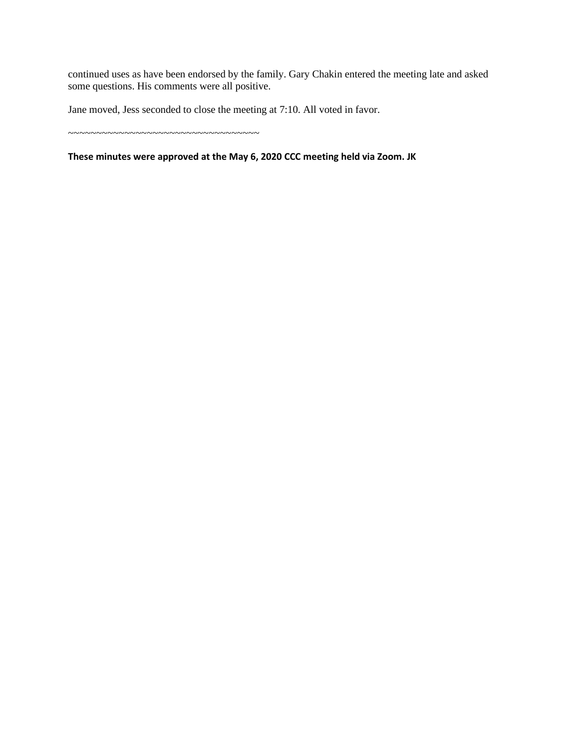continued uses as have been endorsed by the family. Gary Chakin entered the meeting late and asked some questions. His comments were all positive.

Jane moved, Jess seconded to close the meeting at 7:10. All voted in favor.

~~~~~~~~~~~~~~~~~~~~~~~~~~~~~~~~~~~

**These minutes were approved at the May 6, 2020 CCC meeting held via Zoom. JK**